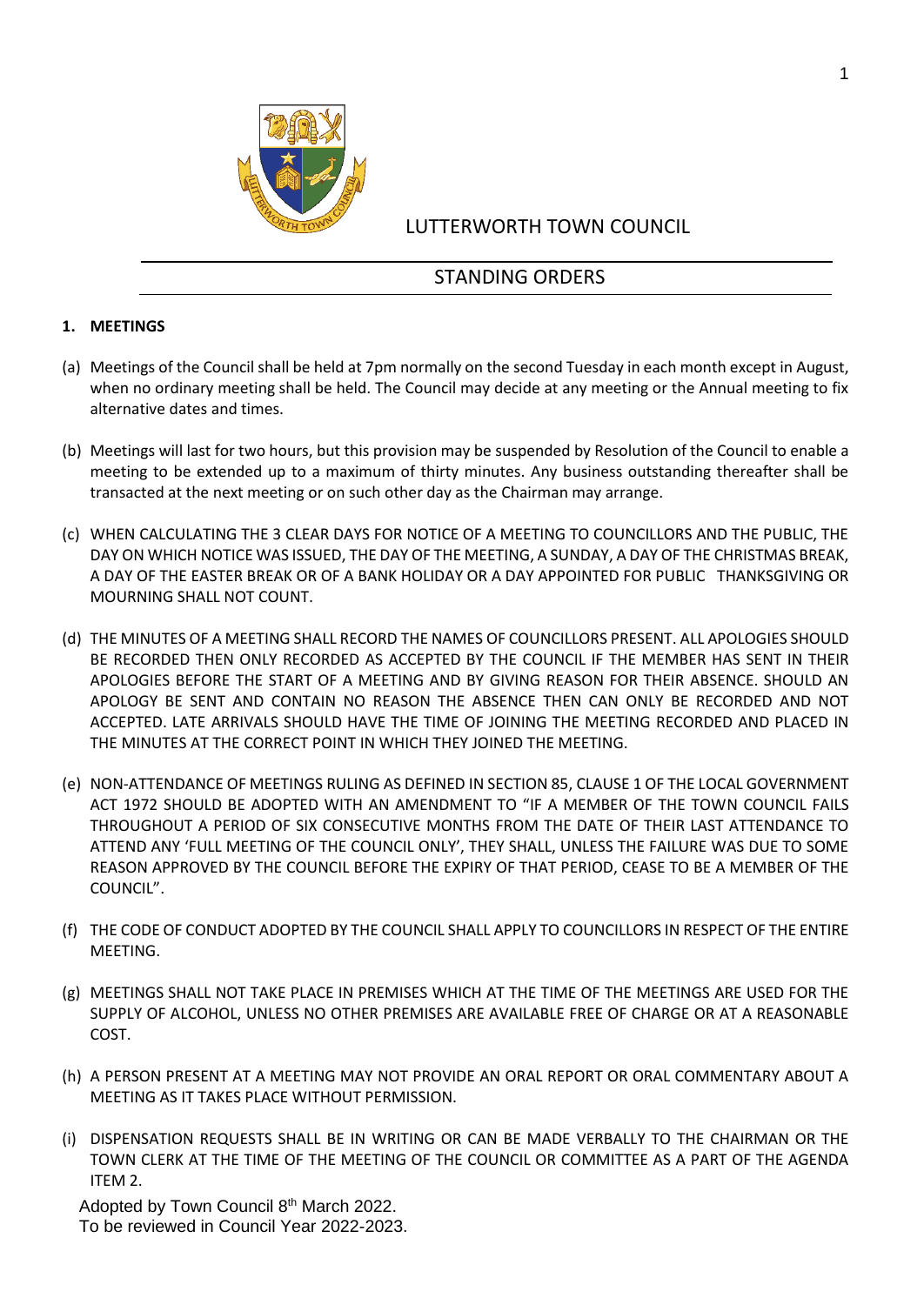# LUTTERWORTH TOWN COUNCIL

## STANDING ORDERS

### 1. MEETINGS

(a) Meetings of the Council shall be held at 7pm normally on the second Tuesday in each month except in August, when no ordinary meeting shall be held. The Council may decide at any meeting or the Annual meeting to fix alternative dates and times.

(b) Meetings will last for two hours, but this provision may be suspended by Resolution of the Council to enable a meeting to be extended up to a maximum of thirty minutes. Any business outstanding thereafter shall be transacted at the next meeting or on such other day as the Chairman may arrange.

(c) WHEN CALCULATING THE 3 CLEAR DAYS FOR NOTICE OF A MEETING TO COUNCILLORS AND THE PUBLIC, THE DAY ON WHICH NOTICE WAS ISSUED, THE DAY OF THE MEETING, A SUNDAY, A DAY OF THE CHRISTMAS BREAK, A DAY OF THE EASTER BREAK OR OF A BANK HOLIDAY OR A DAY APPOINTED FOR PUBLIC THANKSGIVING OR MOURNING SHALL NOT COUNT.

(d) THE MINUTES OF A MEETING SHALL RECORD THE NAMES OF COUNCILLORS PRESENT. ALL APOLOGIES SHOULD BE RECORDED THEN ONLY RECORDED AS ACCEPTED BY THE COUNCIL IF THE MEMBER HAS SENT IN THEIR APOLOGIES BEFORE THE START OF A MEETING AND BY GIVING REASON FOR THEIR ABSENCE. SHOULD AN APOLOGY BE SENT AND CONTAIN NO REASON THE ABSENCE THEN CAN ONLY BE RECORDED AND NOT ACCEPTED. LATE ARRIVALS SHOULD HAVE THE TIME OF JOINING THE MEETING RECORDED AND PLACED IN THE MINUTES AT THE CORRECT POINT IN WHICH THEY JOINED THE MEETING.

(e) NON-ATTENDANCE OF MEETINGS RULING AS DEFINED IN SECTION 85, CLAUSE 1 OF THE LOCAL GOVERNMENT ACT 1972 SHOULD BE ADOPTED WITH AN AMENDMENT TO "IF A MEMBER OF THE TOWN COUNCIL FAILS THROUGHOUT A PERIOD OF SIX CONSECUTIVE MONTHS FROM THE DATE OF THEIR LAST ATTENDANCE TO ATTEND ANY 'FULL MEETING OF THE COUNCIL ONLY', THEY SHALL, UNLESS THE FAILURE WAS DUE TO SOME REASON APPROVED BY THE COUNCIL BEFORE THE EXPIRY OF THAT PERIOD, CEASE TO BE A MEMBER OF THE COUNCIL".

(f) THE CODE OF CONDUCT ADOPTED BY THE COUNCIL SHALL APPLY TO COUNCILLORS IN RESPECT OF THE ENTIRE MEETING.

(g) MEETINGS SHALL NOT TAKE PLACE IN PREMISES WHICH AT THE TIME OF THE MEETINGS ARE USED FOR THE SUPPLY OF ALCOHOL, UNLESS NO OTHER PREMISES ARE AVAILABLE FREE OF CHARGE OR AT A REASONABLE COST.

(h) A PERSON PRESENT AT A MEETING MAY NOT PROVIDE AN ORAL REPORT OR ORAL COMMENTARY ABOUT A MEETING AS IT TAKES PLACE WITHOUT PERMISSION.

(i) DISPENSATION REQUESTS SHALL BE IN WRITING OR CAN BE MADE VERBALLY TO THE CHAIRMAN OR THE TOWN CLERK AT THE TIME OF THE MEETING OF THE COUNCIL OR COMMITTEE AS A PART OF THE AGENDA ITEM 2.

Adopted by Town Council 8th March 2022.
To be reviewed in Council Year 2022-2023.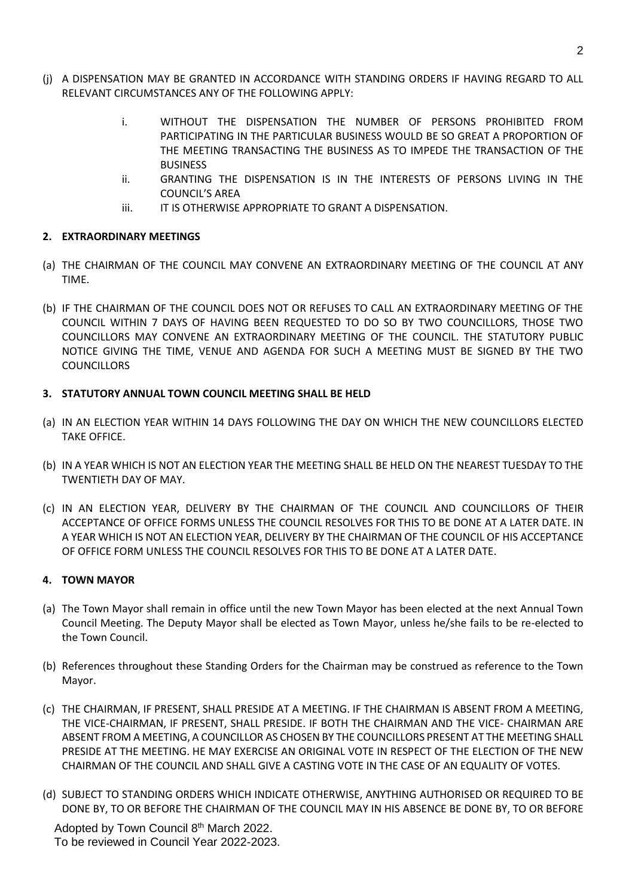(j) A DISPENSATION MAY BE GRANTED IN ACCORDANCE WITH STANDING ORDERS IF HAVING REGARD TO ALL RELEVANT CIRCUMSTANCES ANY OF THE FOLLOWING APPLY:

  i. WITHOUT THE DISPENSATION THE NUMBER OF PERSONS PROHIBITED FROM PARTICIPATING IN THE PARTICULAR BUSINESS WOULD BE SO GREAT A PROPORTION OF THE MEETING TRANSACTING THE BUSINESS AS TO IMPEDE THE TRANSACTION OF THE BUSINESS
  ii. GRANTING THE DISPENSATION IS IN THE INTERESTS OF PERSONS LIVING IN THE COUNCIL'S AREA
  iii. IT IS OTHERWISE APPROPRIATE TO GRANT A DISPENSATION.

**2. EXTRAORDINARY MEETINGS**

(a) THE CHAIRMAN OF THE COUNCIL MAY CONVENE AN EXTRAORDINARY MEETING OF THE COUNCIL AT ANY TIME.

(b) IF THE CHAIRMAN OF THE COUNCIL DOES NOT OR REFUSES TO CALL AN EXTRAORDINARY MEETING OF THE COUNCIL WITHIN 7 DAYS OF HAVING BEEN REQUESTED TO DO SO BY TWO COUNCILLORS, THOSE TWO COUNCILLORS MAY CONVENE AN EXTRAORDINARY MEETING OF THE COUNCIL. THE STATUTORY PUBLIC NOTICE GIVING THE TIME, VENUE AND AGENDA FOR SUCH A MEETING MUST BE SIGNED BY THE TWO COUNCILLORS

**3. STATUTORY ANNUAL TOWN COUNCIL MEETING SHALL BE HELD**

(a) IN AN ELECTION YEAR WITHIN 14 DAYS FOLLOWING THE DAY ON WHICH THE NEW COUNCILLORS ELECTED TAKE OFFICE.

(b) IN A YEAR WHICH IS NOT AN ELECTION YEAR THE MEETING SHALL BE HELD ON THE NEAREST TUESDAY TO THE TWENTIETH DAY OF MAY.

(c) IN AN ELECTION YEAR, DELIVERY BY THE CHAIRMAN OF THE COUNCIL AND COUNCILLORS OF THEIR ACCEPTANCE OF OFFICE FORMS UNLESS THE COUNCIL RESOLVES FOR THIS TO BE DONE AT A LATER DATE. IN A YEAR WHICH IS NOT AN ELECTION YEAR, DELIVERY BY THE CHAIRMAN OF THE COUNCIL OF HIS ACCEPTANCE OF OFFICE FORM UNLESS THE COUNCIL RESOLVES FOR THIS TO BE DONE AT A LATER DATE.

**4. TOWN MAYOR**

(a) The Town Mayor shall remain in office until the new Town Mayor has been elected at the next Annual Town Council Meeting. The Deputy Mayor shall be elected as Town Mayor, unless he/she fails to be re-elected to the Town Council.

(b) References throughout these Standing Orders for the Chairman may be construed as reference to the Town Mayor.

(c) THE CHAIRMAN, IF PRESENT, SHALL PRESIDE AT A MEETING. IF THE CHAIRMAN IS ABSENT FROM A MEETING, THE VICE-CHAIRMAN, IF PRESENT, SHALL PRESIDE. IF BOTH THE CHAIRMAN AND THE VICE- CHAIRMAN ARE ABSENT FROM A MEETING, A COUNCILLOR AS CHOSEN BY THE COUNCILLORS PRESENT AT THE MEETING SHALL PRESIDE AT THE MEETING. HE MAY EXERCISE AN ORIGINAL VOTE IN RESPECT OF THE ELECTION OF THE NEW CHAIRMAN OF THE COUNCIL AND SHALL GIVE A CASTING VOTE IN THE CASE OF AN EQUALITY OF VOTES.

(d) SUBJECT TO STANDING ORDERS WHICH INDICATE OTHERWISE, ANYTHING AUTHORISED OR REQUIRED TO BE DONE BY, TO OR BEFORE THE CHAIRMAN OF THE COUNCIL MAY IN HIS ABSENCE BE DONE BY, TO OR BEFORE

Adopted by Town Council 8th March 2022.
To be reviewed in Council Year 2022-2023.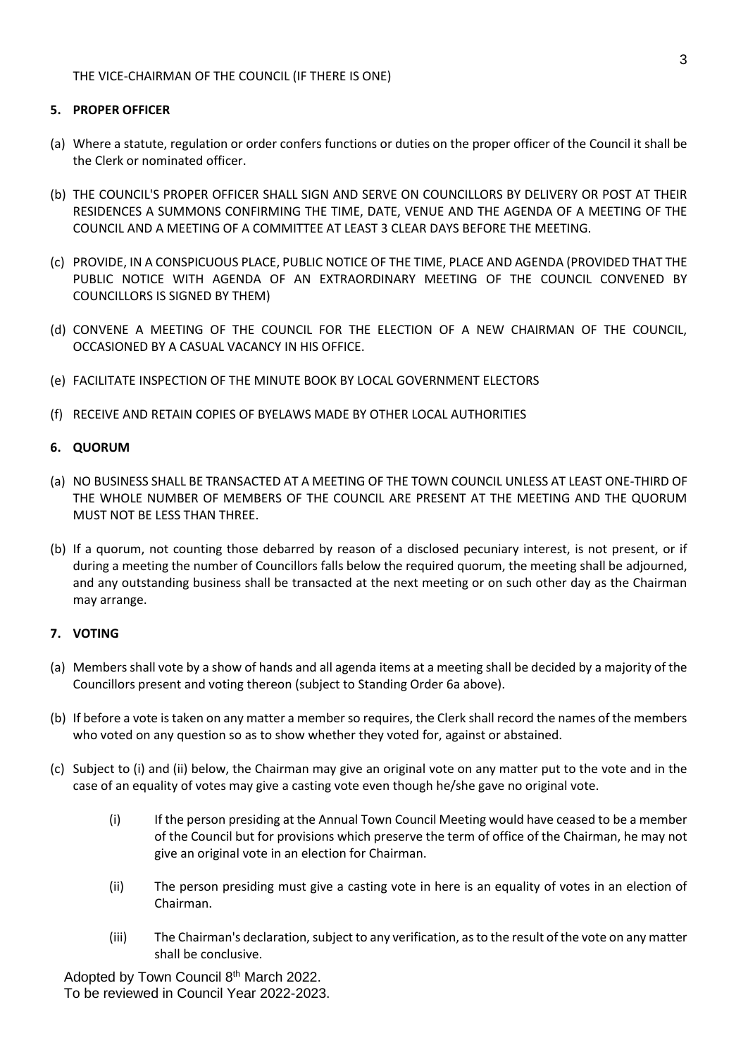THE VICE-CHAIRMAN OF THE COUNCIL (IF THERE IS ONE)

**5. PROPER OFFICER**

(a) Where a statute, regulation or order confers functions or duties on the proper officer of the Council it shall be the Clerk or nominated officer.

(b) THE COUNCIL'S PROPER OFFICER SHALL SIGN AND SERVE ON COUNCILLORS BY DELIVERY OR POST AT THEIR RESIDENCES A SUMMONS CONFIRMING THE TIME, DATE, VENUE AND THE AGENDA OF A MEETING OF THE COUNCIL AND A MEETING OF A COMMITTEE AT LEAST 3 CLEAR DAYS BEFORE THE MEETING.

(c) PROVIDE, IN A CONSPICUOUS PLACE, PUBLIC NOTICE OF THE TIME, PLACE AND AGENDA (PROVIDED THAT THE PUBLIC NOTICE WITH AGENDA OF AN EXTRAORDINARY MEETING OF THE COUNCIL CONVENED BY COUNCILLORS IS SIGNED BY THEM)

(d) CONVENE A MEETING OF THE COUNCIL FOR THE ELECTION OF A NEW CHAIRMAN OF THE COUNCIL, OCCASIONED BY A CASUAL VACANCY IN HIS OFFICE.

(e) FACILITATE INSPECTION OF THE MINUTE BOOK BY LOCAL GOVERNMENT ELECTORS

(f) RECEIVE AND RETAIN COPIES OF BYELAWS MADE BY OTHER LOCAL AUTHORITIES

**6. QUORUM**

(a) NO BUSINESS SHALL BE TRANSACTED AT A MEETING OF THE TOWN COUNCIL UNLESS AT LEAST ONE-THIRD OF THE WHOLE NUMBER OF MEMBERS OF THE COUNCIL ARE PRESENT AT THE MEETING AND THE QUORUM MUST NOT BE LESS THAN THREE.

(b) If a quorum, not counting those debarred by reason of a disclosed pecuniary interest, is not present, or if during a meeting the number of Councillors falls below the required quorum, the meeting shall be adjourned, and any outstanding business shall be transacted at the next meeting or on such other day as the Chairman may arrange.

**7. VOTING**

(a) Members shall vote by a show of hands and all agenda items at a meeting shall be decided by a majority of the Councillors present and voting thereon (subject to Standing Order 6a above).

(b) If before a vote is taken on any matter a member so requires, the Clerk shall record the names of the members who voted on any question so as to show whether they voted for, against or abstained.

(c) Subject to (i) and (ii) below, the Chairman may give an original vote on any matter put to the vote and in the case of an equality of votes may give a casting vote even though he/she gave no original vote.

   (i) If the person presiding at the Annual Town Council Meeting would have ceased to be a member of the Council but for provisions which preserve the term of office of the Chairman, he may not give an original vote in an election for Chairman.

   (ii) The person presiding must give a casting vote in here is an equality of votes in an election of Chairman.

   (iii) The Chairman's declaration, subject to any verification, as to the result of the vote on any matter shall be conclusive.

Adopted by Town Council 8th March 2022.
To be reviewed in Council Year 2022-2023.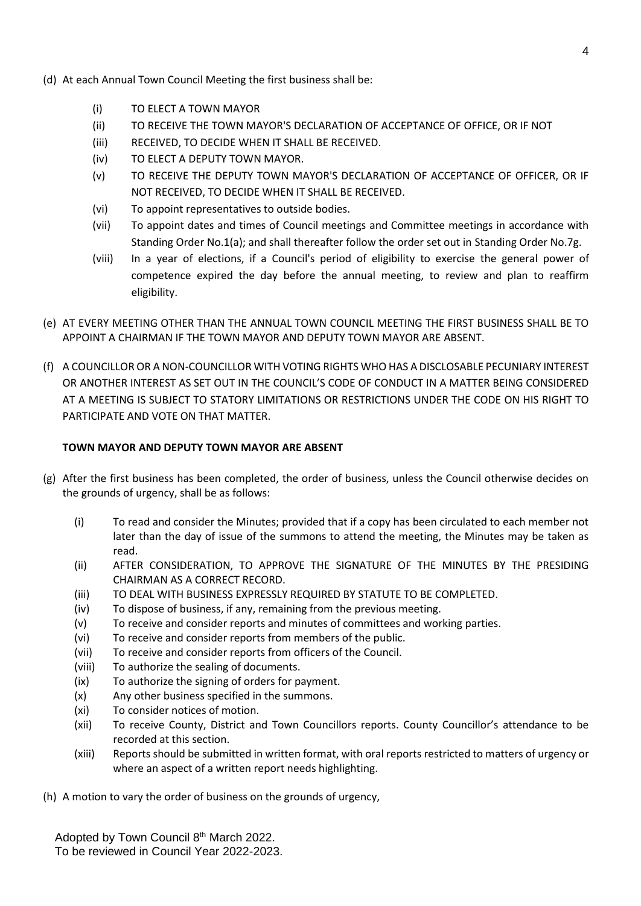(d) At each Annual Town Council Meeting the first business shall be:

- (i) TO ELECT A TOWN MAYOR
- (ii) TO RECEIVE THE TOWN MAYOR'S DECLARATION OF ACCEPTANCE OF OFFICE, OR IF NOT
- (iii) RECEIVED, TO DECIDE WHEN IT SHALL BE RECEIVED.
- (iv) TO ELECT A DEPUTY TOWN MAYOR.
- (v) TO RECEIVE THE DEPUTY TOWN MAYOR'S DECLARATION OF ACCEPTANCE OF OFFICER, OR IF NOT RECEIVED, TO DECIDE WHEN IT SHALL BE RECEIVED.
- (vi) To appoint representatives to outside bodies.
- (vii) To appoint dates and times of Council meetings and Committee meetings in accordance with Standing Order No.1(a); and shall thereafter follow the order set out in Standing Order No.7g.
- (viii) In a year of elections, if a Council's period of eligibility to exercise the general power of competence expired the day before the annual meeting, to review and plan to reaffirm eligibility.

(e) AT EVERY MEETING OTHER THAN THE ANNUAL TOWN COUNCIL MEETING THE FIRST BUSINESS SHALL BE TO APPOINT A CHAIRMAN IF THE TOWN MAYOR AND DEPUTY TOWN MAYOR ARE ABSENT.

(f) A COUNCILLOR OR A NON-COUNCILLOR WITH VOTING RIGHTS WHO HAS A DISCLOSABLE PECUNIARY INTEREST OR ANOTHER INTEREST AS SET OUT IN THE COUNCIL'S CODE OF CONDUCT IN A MATTER BEING CONSIDERED AT A MEETING IS SUBJECT TO STATORY LIMITATIONS OR RESTRICTIONS UNDER THE CODE ON HIS RIGHT TO PARTICIPATE AND VOTE ON THAT MATTER.

**TOWN MAYOR AND DEPUTY TOWN MAYOR ARE ABSENT**

(g) After the first business has been completed, the order of business, unless the Council otherwise decides on the grounds of urgency, shall be as follows:

- (i) To read and consider the Minutes; provided that if a copy has been circulated to each member not later than the day of issue of the summons to attend the meeting, the Minutes may be taken as read.
- (ii) AFTER CONSIDERATION, TO APPROVE THE SIGNATURE OF THE MINUTES BY THE PRESIDING CHAIRMAN AS A CORRECT RECORD.
- (iii) TO DEAL WITH BUSINESS EXPRESSLY REQUIRED BY STATUTE TO BE COMPLETED.
- (iv) To dispose of business, if any, remaining from the previous meeting.
- (v) To receive and consider reports and minutes of committees and working parties.
- (vi) To receive and consider reports from members of the public.
- (vii) To receive and consider reports from officers of the Council.
- (viii) To authorize the sealing of documents.
- (ix) To authorize the signing of orders for payment.
- (x) Any other business specified in the summons.
- (xi) To consider notices of motion.
- (xii) To receive County, District and Town Councillors reports. County Councillor's attendance to be recorded at this section.
- (xiii) Reports should be submitted in written format, with oral reports restricted to matters of urgency or where an aspect of a written report needs highlighting.

(h) A motion to vary the order of business on the grounds of urgency,

Adopted by Town Council 8th March 2022.
To be reviewed in Council Year 2022-2023.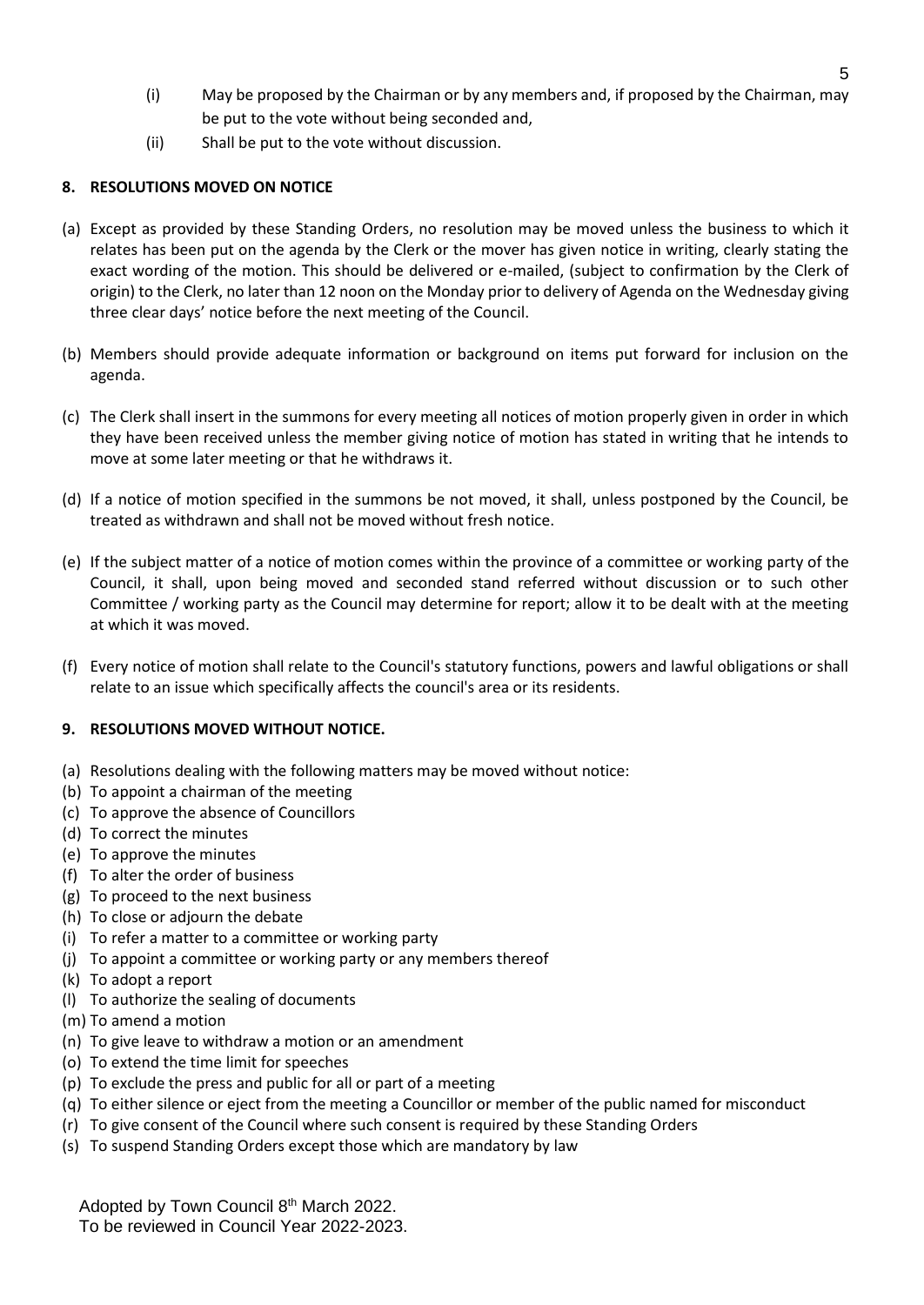(i) May be proposed by the Chairman or by any members and, if proposed by the Chairman, may be put to the vote without being seconded and,

(ii) Shall be put to the vote without discussion.

**8. RESOLUTIONS MOVED ON NOTICE**

(a) Except as provided by these Standing Orders, no resolution may be moved unless the business to which it relates has been put on the agenda by the Clerk or the mover has given notice in writing, clearly stating the exact wording of the motion. This should be delivered or e-mailed, (subject to confirmation by the Clerk of origin) to the Clerk, no later than 12 noon on the Monday prior to delivery of Agenda on the Wednesday giving three clear days' notice before the next meeting of the Council.

(b) Members should provide adequate information or background on items put forward for inclusion on the agenda.

(c) The Clerk shall insert in the summons for every meeting all notices of motion properly given in order in which they have been received unless the member giving notice of motion has stated in writing that he intends to move at some later meeting or that he withdraws it.

(d) If a notice of motion specified in the summons be not moved, it shall, unless postponed by the Council, be treated as withdrawn and shall not be moved without fresh notice.

(e) If the subject matter of a notice of motion comes within the province of a committee or working party of the Council, it shall, upon being moved and seconded stand referred without discussion or to such other Committee / working party as the Council may determine for report; allow it to be dealt with at the meeting at which it was moved.

(f) Every notice of motion shall relate to the Council's statutory functions, powers and lawful obligations or shall relate to an issue which specifically affects the council's area or its residents.

**9. RESOLUTIONS MOVED WITHOUT NOTICE.**

(a) Resolutions dealing with the following matters may be moved without notice:
(b) To appoint a chairman of the meeting
(c) To approve the absence of Councillors
(d) To correct the minutes
(e) To approve the minutes
(f) To alter the order of business
(g) To proceed to the next business
(h) To close or adjourn the debate
(i) To refer a matter to a committee or working party
(j) To appoint a committee or working party or any members thereof
(k) To adopt a report
(l) To authorize the sealing of documents
(m) To amend a motion
(n) To give leave to withdraw a motion or an amendment
(o) To extend the time limit for speeches
(p) To exclude the press and public for all or part of a meeting
(q) To either silence or eject from the meeting a Councillor or member of the public named for misconduct
(r) To give consent of the Council where such consent is required by these Standing Orders
(s) To suspend Standing Orders except those which are mandatory by law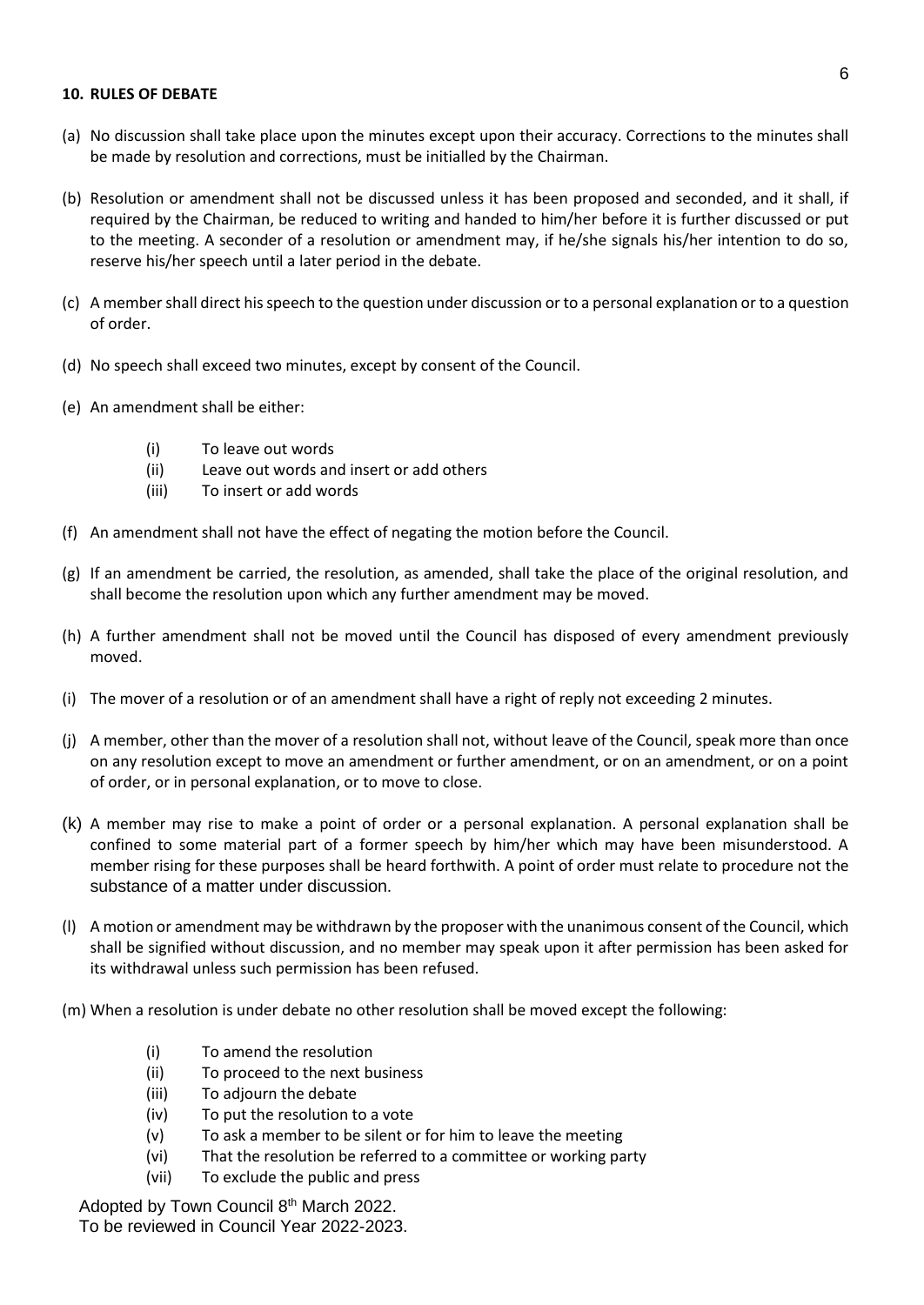## 10. RULES OF DEBATE

(a) No discussion shall take place upon the minutes except upon their accuracy. Corrections to the minutes shall be made by resolution and corrections, must be initialled by the Chairman.

(b) Resolution or amendment shall not be discussed unless it has been proposed and seconded, and it shall, if required by the Chairman, be reduced to writing and handed to him/her before it is further discussed or put to the meeting. A seconder of a resolution or amendment may, if he/she signals his/her intention to do so, reserve his/her speech until a later period in the debate.

(c) A member shall direct his speech to the question under discussion or to a personal explanation or to a question of order.

(d) No speech shall exceed two minutes, except by consent of the Council.

(e) An amendment shall be either:

   (i) To leave out words
   (ii) Leave out words and insert or add others
   (iii) To insert or add words

(f) An amendment shall not have the effect of negating the motion before the Council.

(g) If an amendment be carried, the resolution, as amended, shall take the place of the original resolution, and shall become the resolution upon which any further amendment may be moved.

(h) A further amendment shall not be moved until the Council has disposed of every amendment previously moved.

(i) The mover of a resolution or of an amendment shall have a right of reply not exceeding 2 minutes.

(j) A member, other than the mover of a resolution shall not, without leave of the Council, speak more than once on any resolution except to move an amendment or further amendment, or on an amendment, or on a point of order, or in personal explanation, or to move to close.

(k) A member may rise to make a point of order or a personal explanation. A personal explanation shall be confined to some material part of a former speech by him/her which may have been misunderstood. A member rising for these purposes shall be heard forthwith. A point of order must relate to procedure not the substance of a matter under discussion.

(l) A motion or amendment may be withdrawn by the proposer with the unanimous consent of the Council, which shall be signified without discussion, and no member may speak upon it after permission has been asked for its withdrawal unless such permission has been refused.

(m) When a resolution is under debate no other resolution shall be moved except the following:

   (i) To amend the resolution
   (ii) To proceed to the next business
   (iii) To adjourn the debate
   (iv) To put the resolution to a vote
   (v) To ask a member to be silent or for him to leave the meeting
   (vi) That the resolution be referred to a committee or working party
   (vii) To exclude the public and press

Adopted by Town Council 8th March 2022.
To be reviewed in Council Year 2022-2023.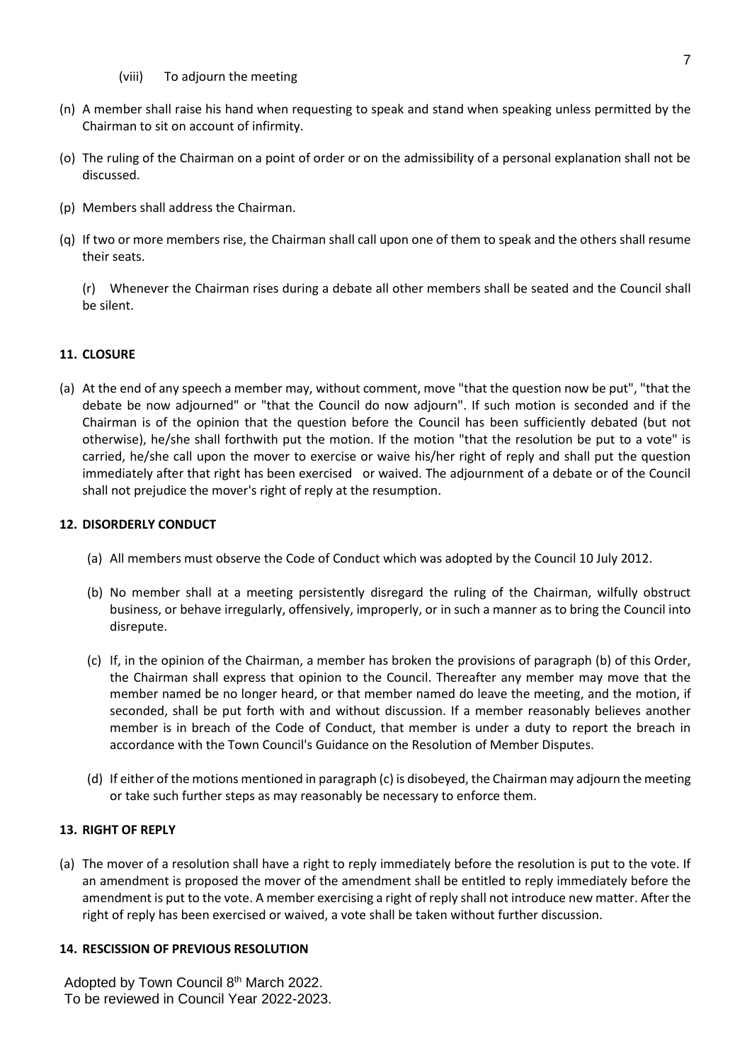(viii) To adjourn the meeting

(n) A member shall raise his hand when requesting to speak and stand when speaking unless permitted by the Chairman to sit on account of infirmity.

(o) The ruling of the Chairman on a point of order or on the admissibility of a personal explanation shall not be discussed.

(p) Members shall address the Chairman.

(q) If two or more members rise, the Chairman shall call upon one of them to speak and the others shall resume their seats.

(r) Whenever the Chairman rises during a debate all other members shall be seated and the Council shall be silent.

**11. CLOSURE**

(a) At the end of any speech a member may, without comment, move "that the question now be put", "that the debate be now adjourned" or "that the Council do now adjourn". If such motion is seconded and if the Chairman is of the opinion that the question before the Council has been sufficiently debated (but not otherwise), he/she shall forthwith put the motion. If the motion "that the resolution be put to a vote" is carried, he/she call upon the mover to exercise or waive his/her right of reply and shall put the question immediately after that right has been exercised or waived. The adjournment of a debate or of the Council shall not prejudice the mover's right of reply at the resumption.

**12. DISORDERLY CONDUCT**

(a) All members must observe the Code of Conduct which was adopted by the Council 10 July 2012.

(b) No member shall at a meeting persistently disregard the ruling of the Chairman, wilfully obstruct business, or behave irregularly, offensively, improperly, or in such a manner as to bring the Council into disrepute.

(c) If, in the opinion of the Chairman, a member has broken the provisions of paragraph (b) of this Order, the Chairman shall express that opinion to the Council. Thereafter any member may move that the member named be no longer heard, or that member named do leave the meeting, and the motion, if seconded, shall be put forth with and without discussion. If a member reasonably believes another member is in breach of the Code of Conduct, that member is under a duty to report the breach in accordance with the Town Council's Guidance on the Resolution of Member Disputes.

(d) If either of the motions mentioned in paragraph (c) is disobeyed, the Chairman may adjourn the meeting or take such further steps as may reasonably be necessary to enforce them.

**13. RIGHT OF REPLY**

(a) The mover of a resolution shall have a right to reply immediately before the resolution is put to the vote. If an amendment is proposed the mover of the amendment shall be entitled to reply immediately before the amendment is put to the vote. A member exercising a right of reply shall not introduce new matter. After the right of reply has been exercised or waived, a vote shall be taken without further discussion.

**14. RESCISSION OF PREVIOUS RESOLUTION**

Adopted by Town Council 8th March 2022.
To be reviewed in Council Year 2022-2023.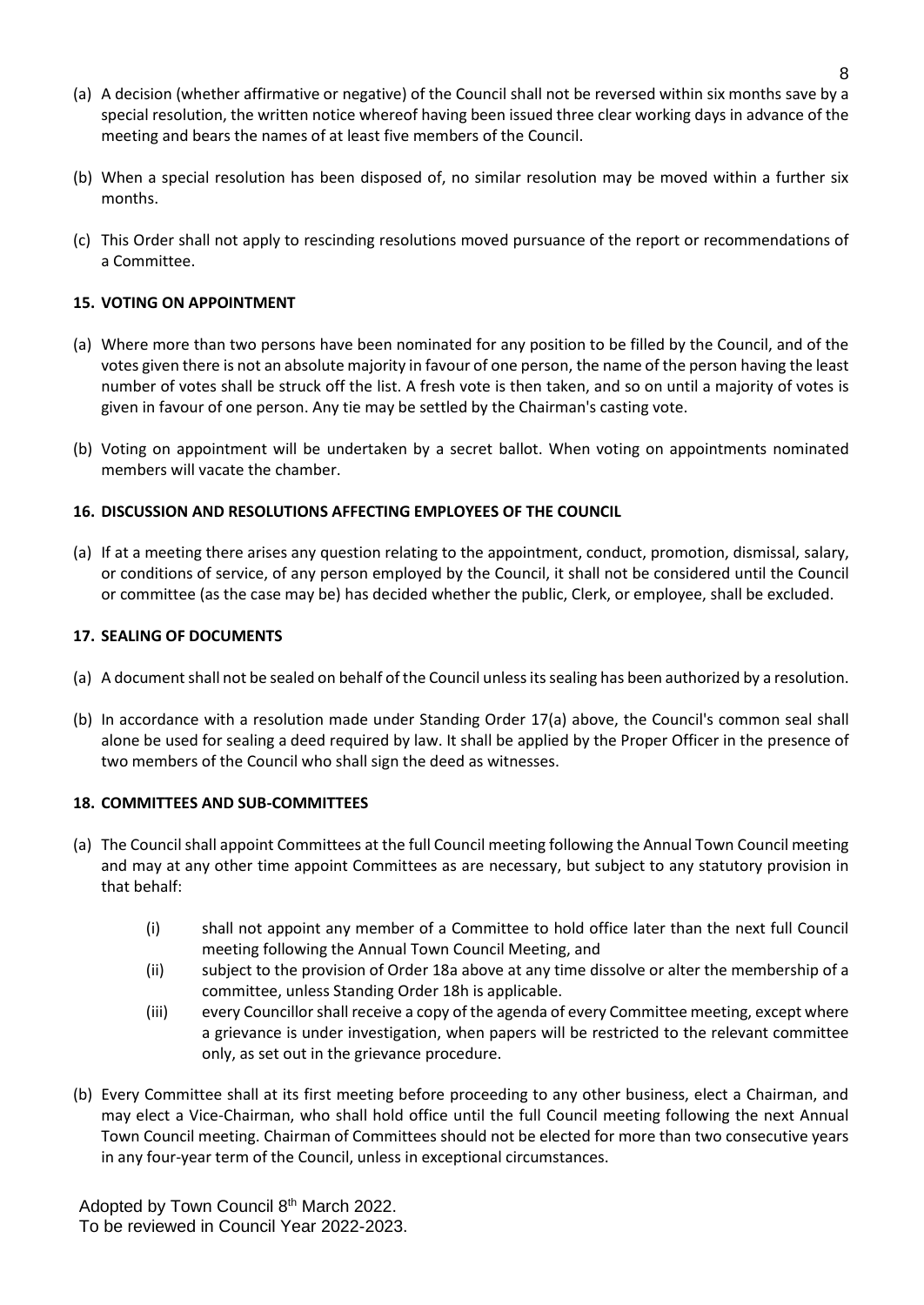(a) A decision (whether affirmative or negative) of the Council shall not be reversed within six months save by a special resolution, the written notice whereof having been issued three clear working days in advance of the meeting and bears the names of at least five members of the Council.

(b) When a special resolution has been disposed of, no similar resolution may be moved within a further six months.

(c) This Order shall not apply to rescinding resolutions moved pursuance of the report or recommendations of a Committee.

**15. VOTING ON APPOINTMENT**

(a) Where more than two persons have been nominated for any position to be filled by the Council, and of the votes given there is not an absolute majority in favour of one person, the name of the person having the least number of votes shall be struck off the list. A fresh vote is then taken, and so on until a majority of votes is given in favour of one person. Any tie may be settled by the Chairman's casting vote.

(b) Voting on appointment will be undertaken by a secret ballot. When voting on appointments nominated members will vacate the chamber.

**16. DISCUSSION AND RESOLUTIONS AFFECTING EMPLOYEES OF THE COUNCIL**

(a) If at a meeting there arises any question relating to the appointment, conduct, promotion, dismissal, salary, or conditions of service, of any person employed by the Council, it shall not be considered until the Council or committee (as the case may be) has decided whether the public, Clerk, or employee, shall be excluded.

**17. SEALING OF DOCUMENTS**

(a) A document shall not be sealed on behalf of the Council unless its sealing has been authorized by a resolution.

(b) In accordance with a resolution made under Standing Order 17(a) above, the Council's common seal shall alone be used for sealing a deed required by law. It shall be applied by the Proper Officer in the presence of two members of the Council who shall sign the deed as witnesses.

**18. COMMITTEES AND SUB-COMMITTEES**

(a) The Council shall appoint Committees at the full Council meeting following the Annual Town Council meeting and may at any other time appoint Committees as are necessary, but subject to any statutory provision in that behalf:

   (i) shall not appoint any member of a Committee to hold office later than the next full Council meeting following the Annual Town Council Meeting, and

   (ii) subject to the provision of Order 18a above at any time dissolve or alter the membership of a committee, unless Standing Order 18h is applicable.

   (iii) every Councillor shall receive a copy of the agenda of every Committee meeting, except where a grievance is under investigation, when papers will be restricted to the relevant committee only, as set out in the grievance procedure.

(b) Every Committee shall at its first meeting before proceeding to any other business, elect a Chairman, and may elect a Vice-Chairman, who shall hold office until the full Council meeting following the next Annual Town Council meeting. Chairman of Committees should not be elected for more than two consecutive years in any four-year term of the Council, unless in exceptional circumstances.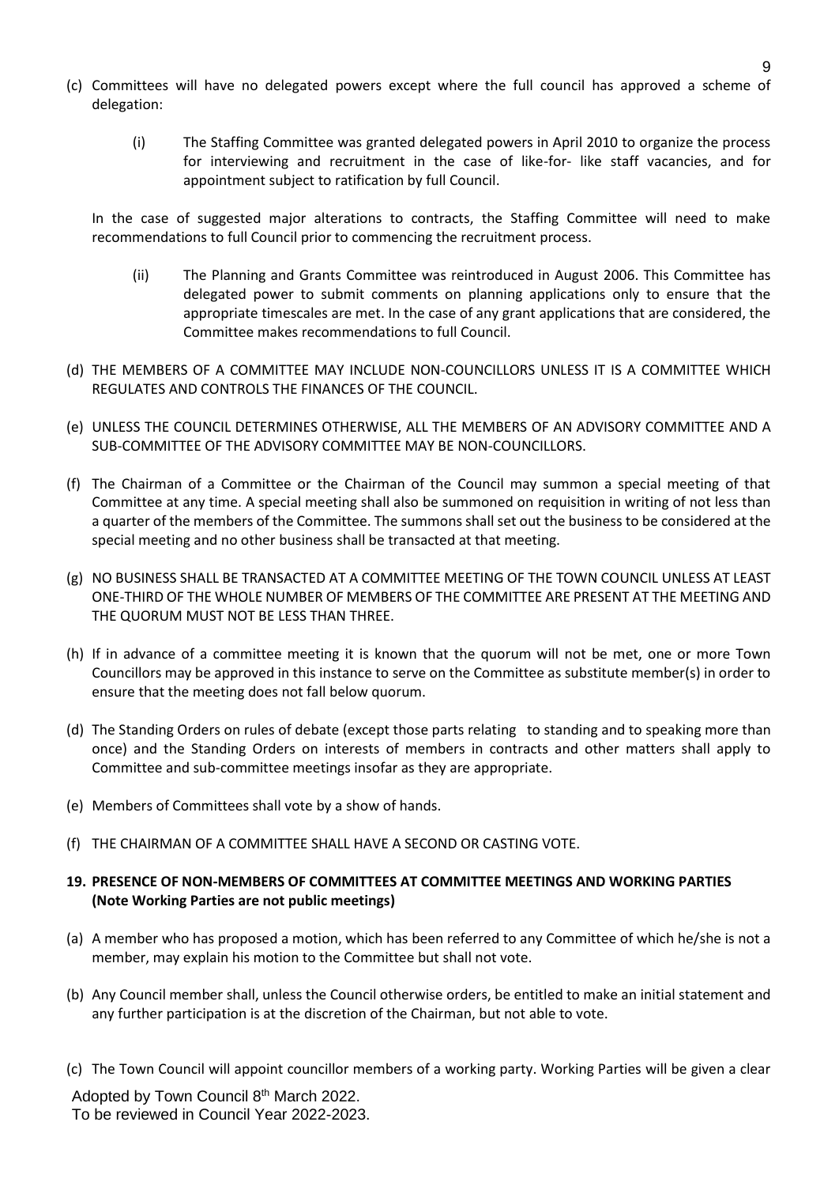(c) Committees will have no delegated powers except where the full council has approved a scheme of delegation:

  (i) The Staffing Committee was granted delegated powers in April 2010 to organize the process for interviewing and recruitment in the case of like-for- like staff vacancies, and for appointment subject to ratification by full Council.

In the case of suggested major alterations to contracts, the Staffing Committee will need to make recommendations to full Council prior to commencing the recruitment process.

  (ii) The Planning and Grants Committee was reintroduced in August 2006. This Committee has delegated power to submit comments on planning applications only to ensure that the appropriate timescales are met. In the case of any grant applications that are considered, the Committee makes recommendations to full Council.

(d) THE MEMBERS OF A COMMITTEE MAY INCLUDE NON-COUNCILLORS UNLESS IT IS A COMMITTEE WHICH REGULATES AND CONTROLS THE FINANCES OF THE COUNCIL.

(e) UNLESS THE COUNCIL DETERMINES OTHERWISE, ALL THE MEMBERS OF AN ADVISORY COMMITTEE AND A SUB-COMMITTEE OF THE ADVISORY COMMITTEE MAY BE NON-COUNCILLORS.

(f) The Chairman of a Committee or the Chairman of the Council may summon a special meeting of that Committee at any time. A special meeting shall also be summoned on requisition in writing of not less than a quarter of the members of the Committee. The summons shall set out the business to be considered at the special meeting and no other business shall be transacted at that meeting.

(g) NO BUSINESS SHALL BE TRANSACTED AT A COMMITTEE MEETING OF THE TOWN COUNCIL UNLESS AT LEAST ONE-THIRD OF THE WHOLE NUMBER OF MEMBERS OF THE COMMITTEE ARE PRESENT AT THE MEETING AND THE QUORUM MUST NOT BE LESS THAN THREE.

(h) If in advance of a committee meeting it is known that the quorum will not be met, one or more Town Councillors may be approved in this instance to serve on the Committee as substitute member(s) in order to ensure that the meeting does not fall below quorum.

(d) The Standing Orders on rules of debate (except those parts relating to standing and to speaking more than once) and the Standing Orders on interests of members in contracts and other matters shall apply to Committee and sub-committee meetings insofar as they are appropriate.

(e) Members of Committees shall vote by a show of hands.

(f) THE CHAIRMAN OF A COMMITTEE SHALL HAVE A SECOND OR CASTING VOTE.

**19. PRESENCE OF NON-MEMBERS OF COMMITTEES AT COMMITTEE MEETINGS AND WORKING PARTIES (Note Working Parties are not public meetings)**

(a) A member who has proposed a motion, which has been referred to any Committee of which he/she is not a member, may explain his motion to the Committee but shall not vote.

(b) Any Council member shall, unless the Council otherwise orders, be entitled to make an initial statement and any further participation is at the discretion of the Chairman, but not able to vote.

(c) The Town Council will appoint councillor members of a working party. Working Parties will be given a clear

Adopted by Town Council 8th March 2022.
To be reviewed in Council Year 2022-2023.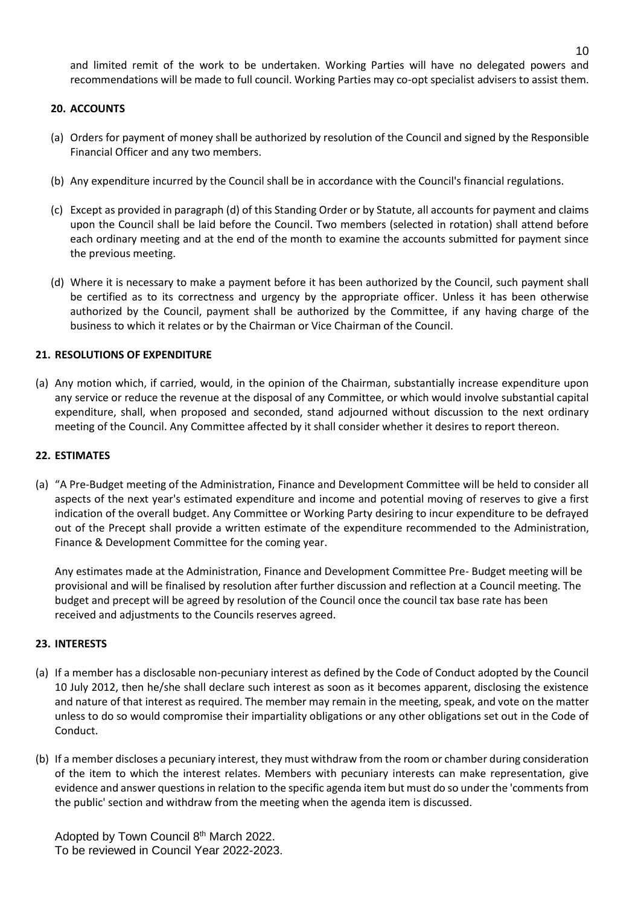and limited remit of the work to be undertaken. Working Parties will have no delegated powers and recommendations will be made to full council. Working Parties may co-opt specialist advisers to assist them.

## 20. ACCOUNTS

(a) Orders for payment of money shall be authorized by resolution of the Council and signed by the Responsible Financial Officer and any two members.

(b) Any expenditure incurred by the Council shall be in accordance with the Council's financial regulations.

(c) Except as provided in paragraph (d) of this Standing Order or by Statute, all accounts for payment and claims upon the Council shall be laid before the Council. Two members (selected in rotation) shall attend before each ordinary meeting and at the end of the month to examine the accounts submitted for payment since the previous meeting.

(d) Where it is necessary to make a payment before it has been authorized by the Council, such payment shall be certified as to its correctness and urgency by the appropriate officer. Unless it has been otherwise authorized by the Council, payment shall be authorized by the Committee, if any having charge of the business to which it relates or by the Chairman or Vice Chairman of the Council.

## 21. RESOLUTIONS OF EXPENDITURE

(a) Any motion which, if carried, would, in the opinion of the Chairman, substantially increase expenditure upon any service or reduce the revenue at the disposal of any Committee, or which would involve substantial capital expenditure, shall, when proposed and seconded, stand adjourned without discussion to the next ordinary meeting of the Council. Any Committee affected by it shall consider whether it desires to report thereon.

## 22. ESTIMATES

(a) "A Pre-Budget meeting of the Administration, Finance and Development Committee will be held to consider all aspects of the next year's estimated expenditure and income and potential moving of reserves to give a first indication of the overall budget. Any Committee or Working Party desiring to incur expenditure to be defrayed out of the Precept shall provide a written estimate of the expenditure recommended to the Administration, Finance & Development Committee for the coming year.

Any estimates made at the Administration, Finance and Development Committee Pre- Budget meeting will be provisional and will be finalised by resolution after further discussion and reflection at a Council meeting. The budget and precept will be agreed by resolution of the Council once the council tax base rate has been received and adjustments to the Councils reserves agreed.

## 23. INTERESTS

(a) If a member has a disclosable non-pecuniary interest as defined by the Code of Conduct adopted by the Council 10 July 2012, then he/she shall declare such interest as soon as it becomes apparent, disclosing the existence and nature of that interest as required. The member may remain in the meeting, speak, and vote on the matter unless to do so would compromise their impartiality obligations or any other obligations set out in the Code of Conduct.

(b) If a member discloses a pecuniary interest, they must withdraw from the room or chamber during consideration of the item to which the interest relates. Members with pecuniary interests can make representation, give evidence and answer questions in relation to the specific agenda item but must do so under the 'comments from the public' section and withdraw from the meeting when the agenda item is discussed.

Adopted by Town Council 8th March 2022.
To be reviewed in Council Year 2022-2023.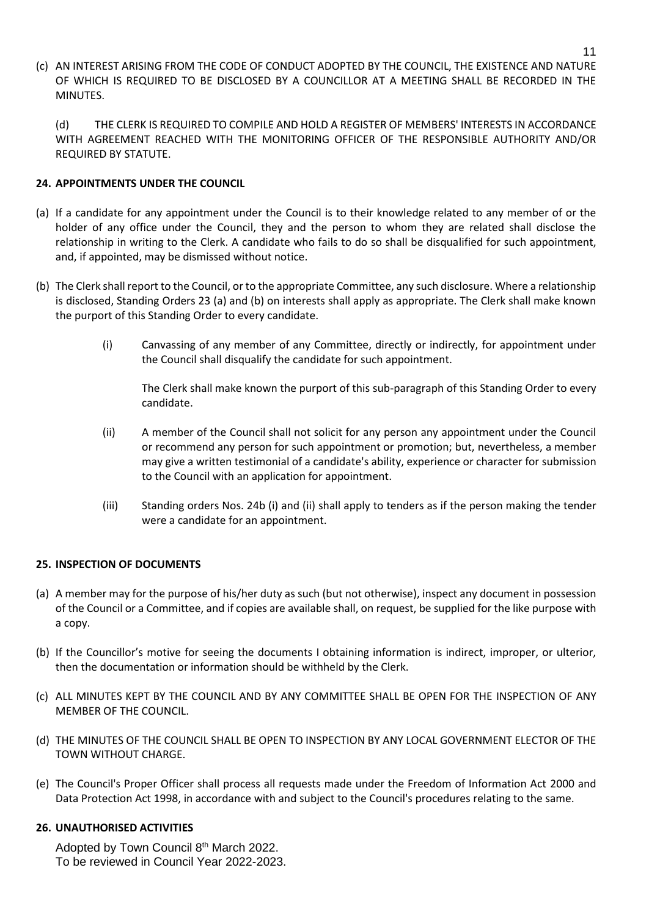(c) AN INTEREST ARISING FROM THE CODE OF CONDUCT ADOPTED BY THE COUNCIL, THE EXISTENCE AND NATURE OF WHICH IS REQUIRED TO BE DISCLOSED BY A COUNCILLOR AT A MEETING SHALL BE RECORDED IN THE MINUTES.

(d) THE CLERK IS REQUIRED TO COMPILE AND HOLD A REGISTER OF MEMBERS' INTERESTS IN ACCORDANCE WITH AGREEMENT REACHED WITH THE MONITORING OFFICER OF THE RESPONSIBLE AUTHORITY AND/OR REQUIRED BY STATUTE.

**24. APPOINTMENTS UNDER THE COUNCIL**

(a) If a candidate for any appointment under the Council is to their knowledge related to any member of or the holder of any office under the Council, they and the person to whom they are related shall disclose the relationship in writing to the Clerk. A candidate who fails to do so shall be disqualified for such appointment, and, if appointed, may be dismissed without notice.

(b) The Clerk shall report to the Council, or to the appropriate Committee, any such disclosure. Where a relationship is disclosed, Standing Orders 23 (a) and (b) on interests shall apply as appropriate. The Clerk shall make known the purport of this Standing Order to every candidate.

(i) Canvassing of any member of any Committee, directly or indirectly, for appointment under the Council shall disqualify the candidate for such appointment.

The Clerk shall make known the purport of this sub-paragraph of this Standing Order to every candidate.

(ii) A member of the Council shall not solicit for any person any appointment under the Council or recommend any person for such appointment or promotion; but, nevertheless, a member may give a written testimonial of a candidate's ability, experience or character for submission to the Council with an application for appointment.

(iii) Standing orders Nos. 24b (i) and (ii) shall apply to tenders as if the person making the tender were a candidate for an appointment.

**25. INSPECTION OF DOCUMENTS**

(a) A member may for the purpose of his/her duty as such (but not otherwise), inspect any document in possession of the Council or a Committee, and if copies are available shall, on request, be supplied for the like purpose with a copy.

(b) If the Councillor's motive for seeing the documents I obtaining information is indirect, improper, or ulterior, then the documentation or information should be withheld by the Clerk.

(c) ALL MINUTES KEPT BY THE COUNCIL AND BY ANY COMMITTEE SHALL BE OPEN FOR THE INSPECTION OF ANY MEMBER OF THE COUNCIL.

(d) THE MINUTES OF THE COUNCIL SHALL BE OPEN TO INSPECTION BY ANY LOCAL GOVERNMENT ELECTOR OF THE TOWN WITHOUT CHARGE.

(e) The Council's Proper Officer shall process all requests made under the Freedom of Information Act 2000 and Data Protection Act 1998, in accordance with and subject to the Council's procedures relating to the same.

**26. UNAUTHORISED ACTIVITIES**

Adopted by Town Council 8th March 2022.
To be reviewed in Council Year 2022-2023.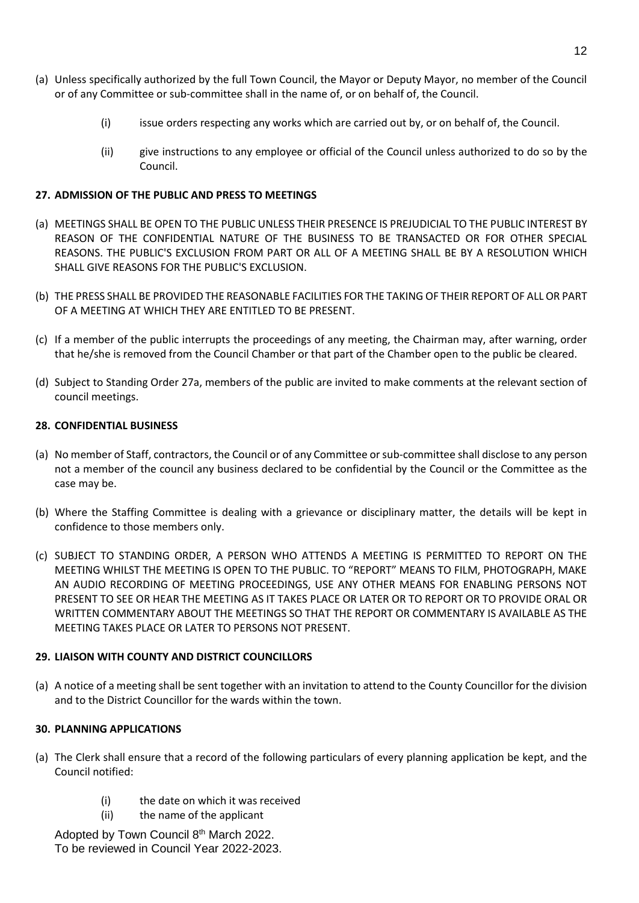(a) Unless specifically authorized by the full Town Council, the Mayor or Deputy Mayor, no member of the Council or of any Committee or sub-committee shall in the name of, or on behalf of, the Council.

  (i) issue orders respecting any works which are carried out by, or on behalf of, the Council.

  (ii) give instructions to any employee or official of the Council unless authorized to do so by the Council.

**27. ADMISSION OF THE PUBLIC AND PRESS TO MEETINGS**

(a) MEETINGS SHALL BE OPEN TO THE PUBLIC UNLESS THEIR PRESENCE IS PREJUDICIAL TO THE PUBLIC INTEREST BY REASON OF THE CONFIDENTIAL NATURE OF THE BUSINESS TO BE TRANSACTED OR FOR OTHER SPECIAL REASONS. THE PUBLIC'S EXCLUSION FROM PART OR ALL OF A MEETING SHALL BE BY A RESOLUTION WHICH SHALL GIVE REASONS FOR THE PUBLIC'S EXCLUSION.

(b) THE PRESS SHALL BE PROVIDED THE REASONABLE FACILITIES FOR THE TAKING OF THEIR REPORT OF ALL OR PART OF A MEETING AT WHICH THEY ARE ENTITLED TO BE PRESENT.

(c) If a member of the public interrupts the proceedings of any meeting, the Chairman may, after warning, order that he/she is removed from the Council Chamber or that part of the Chamber open to the public be cleared.

(d) Subject to Standing Order 27a, members of the public are invited to make comments at the relevant section of council meetings.

**28. CONFIDENTIAL BUSINESS**

(a) No member of Staff, contractors, the Council or of any Committee or sub-committee shall disclose to any person not a member of the council any business declared to be confidential by the Council or the Committee as the case may be.

(b) Where the Staffing Committee is dealing with a grievance or disciplinary matter, the details will be kept in confidence to those members only.

(c) SUBJECT TO STANDING ORDER, A PERSON WHO ATTENDS A MEETING IS PERMITTED TO REPORT ON THE MEETING WHILST THE MEETING IS OPEN TO THE PUBLIC. TO "REPORT" MEANS TO FILM, PHOTOGRAPH, MAKE AN AUDIO RECORDING OF MEETING PROCEEDINGS, USE ANY OTHER MEANS FOR ENABLING PERSONS NOT PRESENT TO SEE OR HEAR THE MEETING AS IT TAKES PLACE OR LATER OR TO REPORT OR TO PROVIDE ORAL OR WRITTEN COMMENTARY ABOUT THE MEETINGS SO THAT THE REPORT OR COMMENTARY IS AVAILABLE AS THE MEETING TAKES PLACE OR LATER TO PERSONS NOT PRESENT.

**29. LIAISON WITH COUNTY AND DISTRICT COUNCILLORS**

(a) A notice of a meeting shall be sent together with an invitation to attend to the County Councillor for the division and to the District Councillor for the wards within the town.

**30. PLANNING APPLICATIONS**

(a) The Clerk shall ensure that a record of the following particulars of every planning application be kept, and the Council notified:

  (i) the date on which it was received
  (ii) the name of the applicant

Adopted by Town Council 8th March 2022.
To be reviewed in Council Year 2022-2023.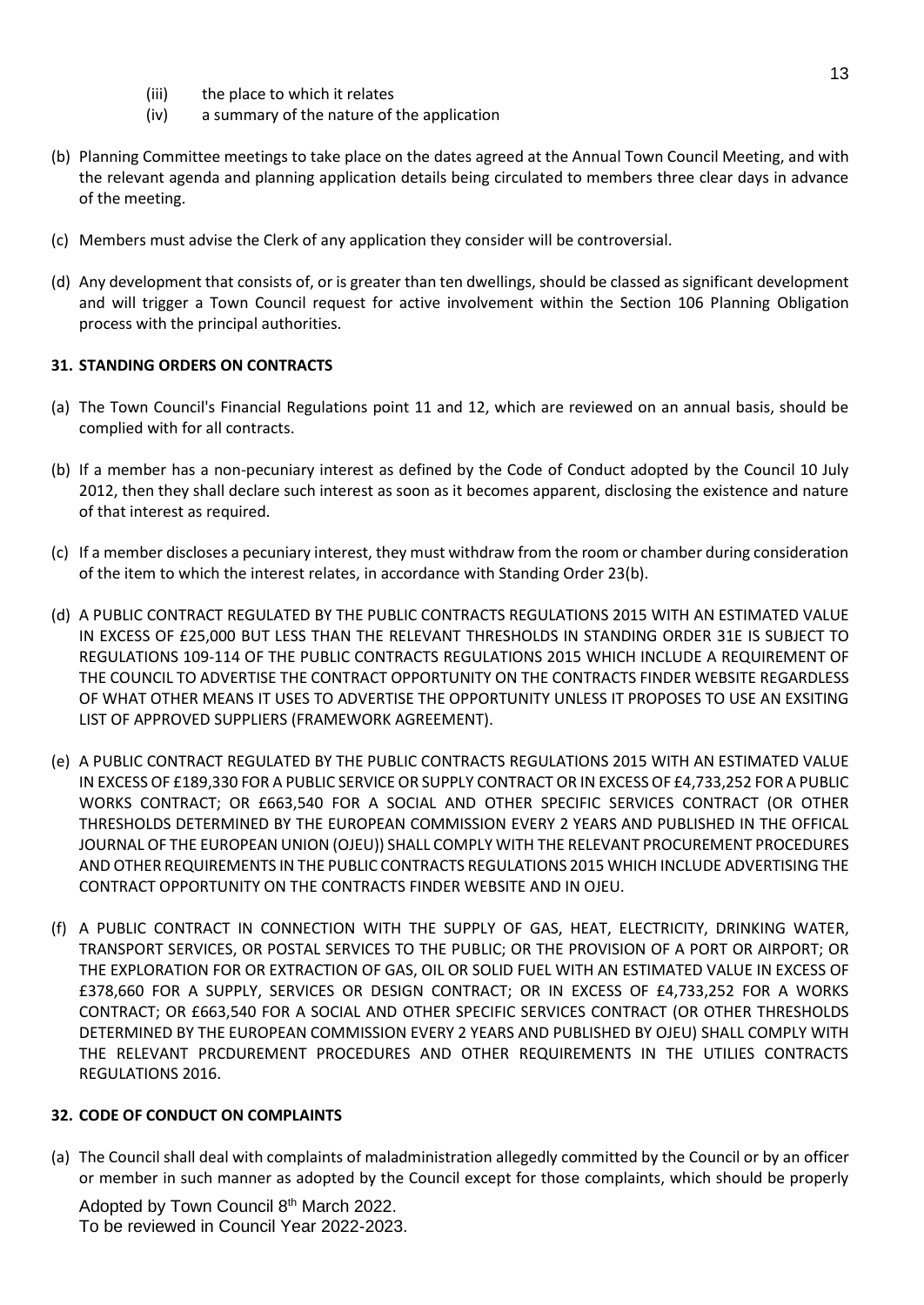(iii) the place to which it relates
(iv) a summary of the nature of the application

(b) Planning Committee meetings to take place on the dates agreed at the Annual Town Council Meeting, and with the relevant agenda and planning application details being circulated to members three clear days in advance of the meeting.

(c) Members must advise the Clerk of any application they consider will be controversial.

(d) Any development that consists of, or is greater than ten dwellings, should be classed as significant development and will trigger a Town Council request for active involvement within the Section 106 Planning Obligation process with the principal authorities.

## 31. STANDING ORDERS ON CONTRACTS

(a) The Town Council's Financial Regulations point 11 and 12, which are reviewed on an annual basis, should be complied with for all contracts.

(b) If a member has a non-pecuniary interest as defined by the Code of Conduct adopted by the Council 10 July 2012, then they shall declare such interest as soon as it becomes apparent, disclosing the existence and nature of that interest as required.

(c) If a member discloses a pecuniary interest, they must withdraw from the room or chamber during consideration of the item to which the interest relates, in accordance with Standing Order 23(b).

(d) A PUBLIC CONTRACT REGULATED BY THE PUBLIC CONTRACTS REGULATIONS 2015 WITH AN ESTIMATED VALUE IN EXCESS OF £25,000 BUT LESS THAN THE RELEVANT THRESHOLDS IN STANDING ORDER 31E IS SUBJECT TO REGULATIONS 109-114 OF THE PUBLIC CONTRACTS REGULATIONS 2015 WHICH INCLUDE A REQUIREMENT OF THE COUNCIL TO ADVERTISE THE CONTRACT OPPORTUNITY ON THE CONTRACTS FINDER WEBSITE REGARDLESS OF WHAT OTHER MEANS IT USES TO ADVERTISE THE OPPORTUNITY UNLESS IT PROPOSES TO USE AN EXSITING LIST OF APPROVED SUPPLIERS (FRAMEWORK AGREEMENT).

(e) A PUBLIC CONTRACT REGULATED BY THE PUBLIC CONTRACTS REGULATIONS 2015 WITH AN ESTIMATED VALUE IN EXCESS OF £189,330 FOR A PUBLIC SERVICE OR SUPPLY CONTRACT OR IN EXCESS OF £4,733,252 FOR A PUBLIC WORKS CONTRACT; OR £663,540 FOR A SOCIAL AND OTHER SPECIFIC SERVICES CONTRACT (OR OTHER THRESHOLDS DETERMINED BY THE EUROPEAN COMMISSION EVERY 2 YEARS AND PUBLISHED IN THE OFFICAL JOURNAL OF THE EUROPEAN UNION (OJEU)) SHALL COMPLY WITH THE RELEVANT PROCUREMENT PROCEDURES AND OTHER REQUIREMENTS IN THE PUBLIC CONTRACTS REGULATIONS 2015 WHICH INCLUDE ADVERTISING THE CONTRACT OPPORTUNITY ON THE CONTRACTS FINDER WEBSITE AND IN OJEU.

(f) A PUBLIC CONTRACT IN CONNECTION WITH THE SUPPLY OF GAS, HEAT, ELECTRICITY, DRINKING WATER, TRANSPORT SERVICES, OR POSTAL SERVICES TO THE PUBLIC; OR THE PROVISION OF A PORT OR AIRPORT; OR THE EXPLORATION FOR OR EXTRACTION OF GAS, OIL OR SOLID FUEL WITH AN ESTIMATED VALUE IN EXCESS OF £378,660 FOR A SUPPLY, SERVICES OR DESIGN CONTRACT; OR IN EXCESS OF £4,733,252 FOR A WORKS CONTRACT; OR £663,540 FOR A SOCIAL AND OTHER SPECIFIC SERVICES CONTRACT (OR OTHER THRESHOLDS DETERMINED BY THE EUROPEAN COMMISSION EVERY 2 YEARS AND PUBLISHED BY OJEU) SHALL COMPLY WITH THE RELEVANT PRCDUREMENT PROCEDURES AND OTHER REQUIREMENTS IN THE UTILIES CONTRACTS REGULATIONS 2016.

## 32. CODE OF CONDUCT ON COMPLAINTS

(a) The Council shall deal with complaints of maladministration allegedly committed by the Council or by an officer or member in such manner as adopted by the Council except for those complaints, which should be properly

Adopted by Town Council 8th March 2022.
To be reviewed in Council Year 2022-2023.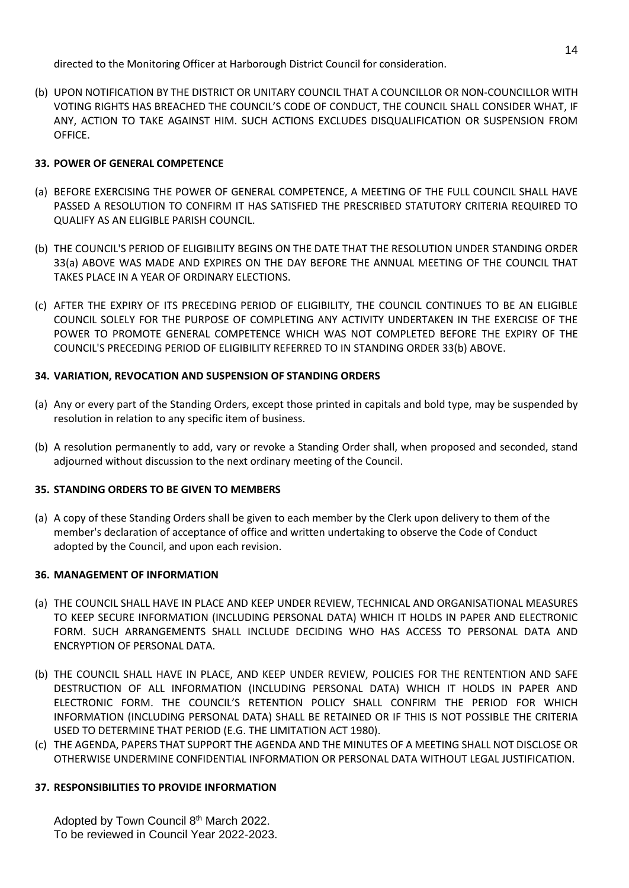directed to the Monitoring Officer at Harborough District Council for consideration.

(b) UPON NOTIFICATION BY THE DISTRICT OR UNITARY COUNCIL THAT A COUNCILLOR OR NON-COUNCILLOR WITH VOTING RIGHTS HAS BREACHED THE COUNCIL'S CODE OF CONDUCT, THE COUNCIL SHALL CONSIDER WHAT, IF ANY, ACTION TO TAKE AGAINST HIM. SUCH ACTIONS EXCLUDES DISQUALIFICATION OR SUSPENSION FROM OFFICE.

#### 33. POWER OF GENERAL COMPETENCE

(a) BEFORE EXERCISING THE POWER OF GENERAL COMPETENCE, A MEETING OF THE FULL COUNCIL SHALL HAVE PASSED A RESOLUTION TO CONFIRM IT HAS SATISFIED THE PRESCRIBED STATUTORY CRITERIA REQUIRED TO QUALIFY AS AN ELIGIBLE PARISH COUNCIL.

(b) THE COUNCIL'S PERIOD OF ELIGIBILITY BEGINS ON THE DATE THAT THE RESOLUTION UNDER STANDING ORDER 33(a) ABOVE WAS MADE AND EXPIRES ON THE DAY BEFORE THE ANNUAL MEETING OF THE COUNCIL THAT TAKES PLACE IN A YEAR OF ORDINARY ELECTIONS.

(c) AFTER THE EXPIRY OF ITS PRECEDING PERIOD OF ELIGIBILITY, THE COUNCIL CONTINUES TO BE AN ELIGIBLE COUNCIL SOLELY FOR THE PURPOSE OF COMPLETING ANY ACTIVITY UNDERTAKEN IN THE EXERCISE OF THE POWER TO PROMOTE GENERAL COMPETENCE WHICH WAS NOT COMPLETED BEFORE THE EXPIRY OF THE COUNCIL'S PRECEDING PERIOD OF ELIGIBILITY REFERRED TO IN STANDING ORDER 33(b) ABOVE.

#### 34. VARIATION, REVOCATION AND SUSPENSION OF STANDING ORDERS

(a) Any or every part of the Standing Orders, except those printed in capitals and bold type, may be suspended by resolution in relation to any specific item of business.

(b) A resolution permanently to add, vary or revoke a Standing Order shall, when proposed and seconded, stand adjourned without discussion to the next ordinary meeting of the Council.

#### 35. STANDING ORDERS TO BE GIVEN TO MEMBERS

(a) A copy of these Standing Orders shall be given to each member by the Clerk upon delivery to them of the member's declaration of acceptance of office and written undertaking to observe the Code of Conduct adopted by the Council, and upon each revision.

#### 36. MANAGEMENT OF INFORMATION

(a) THE COUNCIL SHALL HAVE IN PLACE AND KEEP UNDER REVIEW, TECHNICAL AND ORGANISATIONAL MEASURES TO KEEP SECURE INFORMATION (INCLUDING PERSONAL DATA) WHICH IT HOLDS IN PAPER AND ELECTRONIC FORM. SUCH ARRANGEMENTS SHALL INCLUDE DECIDING WHO HAS ACCESS TO PERSONAL DATA AND ENCRYPTION OF PERSONAL DATA.

(b) THE COUNCIL SHALL HAVE IN PLACE, AND KEEP UNDER REVIEW, POLICIES FOR THE RENTENTION AND SAFE DESTRUCTION OF ALL INFORMATION (INCLUDING PERSONAL DATA) WHICH IT HOLDS IN PAPER AND ELECTRONIC FORM. THE COUNCIL'S RETENTION POLICY SHALL CONFIRM THE PERIOD FOR WHICH INFORMATION (INCLUDING PERSONAL DATA) SHALL BE RETAINED OR IF THIS IS NOT POSSIBLE THE CRITERIA USED TO DETERMINE THAT PERIOD (E.G. THE LIMITATION ACT 1980).

(c) THE AGENDA, PAPERS THAT SUPPORT THE AGENDA AND THE MINUTES OF A MEETING SHALL NOT DISCLOSE OR OTHERWISE UNDERMINE CONFIDENTIAL INFORMATION OR PERSONAL DATA WITHOUT LEGAL JUSTIFICATION.

#### 37. RESPONSIBILITIES TO PROVIDE INFORMATION

Adopted by Town Council 8th March 2022.
To be reviewed in Council Year 2022-2023.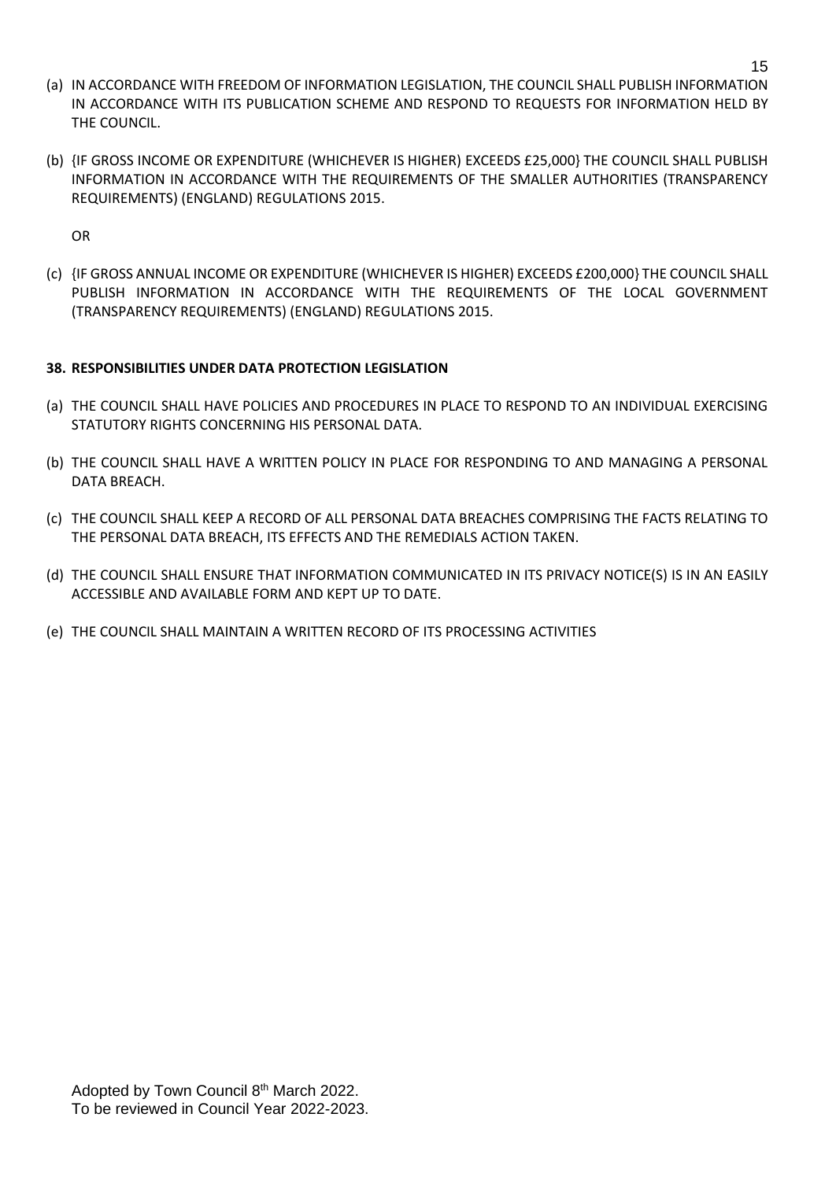(a) IN ACCORDANCE WITH FREEDOM OF INFORMATION LEGISLATION, THE COUNCIL SHALL PUBLISH INFORMATION IN ACCORDANCE WITH ITS PUBLICATION SCHEME AND RESPOND TO REQUESTS FOR INFORMATION HELD BY THE COUNCIL.

(b) {IF GROSS INCOME OR EXPENDITURE (WHICHEVER IS HIGHER) EXCEEDS £25,000} THE COUNCIL SHALL PUBLISH INFORMATION IN ACCORDANCE WITH THE REQUIREMENTS OF THE SMALLER AUTHORITIES (TRANSPARENCY REQUIREMENTS) (ENGLAND) REGULATIONS 2015.

OR

(c) {IF GROSS ANNUAL INCOME OR EXPENDITURE (WHICHEVER IS HIGHER) EXCEEDS £200,000} THE COUNCIL SHALL PUBLISH INFORMATION IN ACCORDANCE WITH THE REQUIREMENTS OF THE LOCAL GOVERNMENT (TRANSPARENCY REQUIREMENTS) (ENGLAND) REGULATIONS 2015.

**38. RESPONSIBILITIES UNDER DATA PROTECTION LEGISLATION**

(a) THE COUNCIL SHALL HAVE POLICIES AND PROCEDURES IN PLACE TO RESPOND TO AN INDIVIDUAL EXERCISING STATUTORY RIGHTS CONCERNING HIS PERSONAL DATA.

(b) THE COUNCIL SHALL HAVE A WRITTEN POLICY IN PLACE FOR RESPONDING TO AND MANAGING A PERSONAL DATA BREACH.

(c) THE COUNCIL SHALL KEEP A RECORD OF ALL PERSONAL DATA BREACHES COMPRISING THE FACTS RELATING TO THE PERSONAL DATA BREACH, ITS EFFECTS AND THE REMEDIALS ACTION TAKEN.

(d) THE COUNCIL SHALL ENSURE THAT INFORMATION COMMUNICATED IN ITS PRIVACY NOTICE(S) IS IN AN EASILY ACCESSIBLE AND AVAILABLE FORM AND KEPT UP TO DATE.

(e) THE COUNCIL SHALL MAINTAIN A WRITTEN RECORD OF ITS PROCESSING ACTIVITIES

Adopted by Town Council 8th March 2022.
To be reviewed in Council Year 2022-2023.